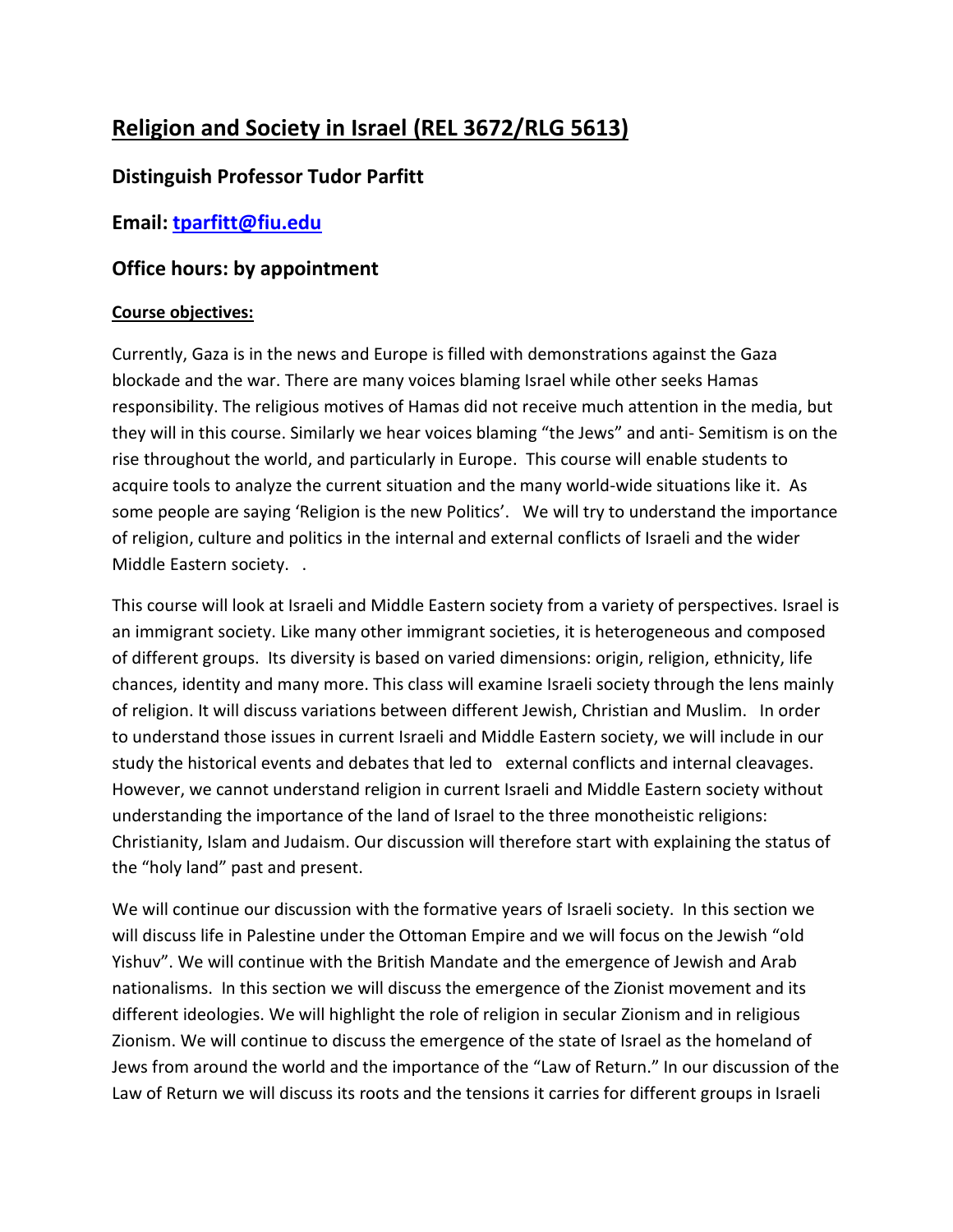# Religion and Society in Israel (REL 3672/RLG 5613)

## Distinguish Professor Tudor Parfitt

## Email: [tparfitt@fiu.edu](mailto:tparfitt@fiu.edu)

## Office hours: by appointment

**Course objectives:**

Currently, Gaza is in the news and Europe is filled with demonstrations against the Gaza blockade and the war. There are many voices blaming Israel while other seeks Hamas responsibility. The religious motives of Hamas did not receive much attention in the media, but they will in this course. Similarly we hear voices blaming "the Jews" and anti- Semitism is on the rise throughout the world, and particularly in Europe. This course will enable students to acquire tools to analyze the current situation and the many world-wide situations like it. As some people are saying 'Religion is the new Politics'. We will try to understand the importance of religion, culture and politics in the internal and external conflicts of Israeli and the wider Middle Eastern society. .

This course will look at Israeli and Middle Eastern society from a variety of perspectives. Israel is an immigrant society. Like many other immigrant societies, it is heterogeneous and composed of different groups. Its diversity is based on varied dimensions: origin, religion, ethnicity, life chances, identity and many more. This class will examine Israeli society through the lens mainly of religion. It will discuss variations between different Jewish, Christian and Muslim. In order to understand those issues in current Israeli and Middle Eastern society, we will include in our study the historical events and debates that led to external conflicts and internal cleavages. However, we cannot understand religion in current Israeli and Middle Eastern society without understanding the importance of the land of Israel to the three monotheistic religions: Christianity, Islam and Judaism. Our discussion will therefore start with explaining the status of the "holy land" past and present.

We will continue our discussion with the formative years of Israeli society. In this section we will discuss life in Palestine under the Ottoman Empire and we will focus on the Jewish "old Yishuv". We will continue with the British Mandate and the emergence of Jewish and Arab nationalisms. In this section we will discuss the emergence of the Zionist movement and its different ideologies. We will highlight the role of religion in secular Zionism and in religious Zionism. We will continue to discuss the emergence of the state of Israel as the homeland of Jews from around the world and the importance of the "Law of Return." In our discussion of the Law of Return we will discuss its roots and the tensions it carries for different groups in Israeli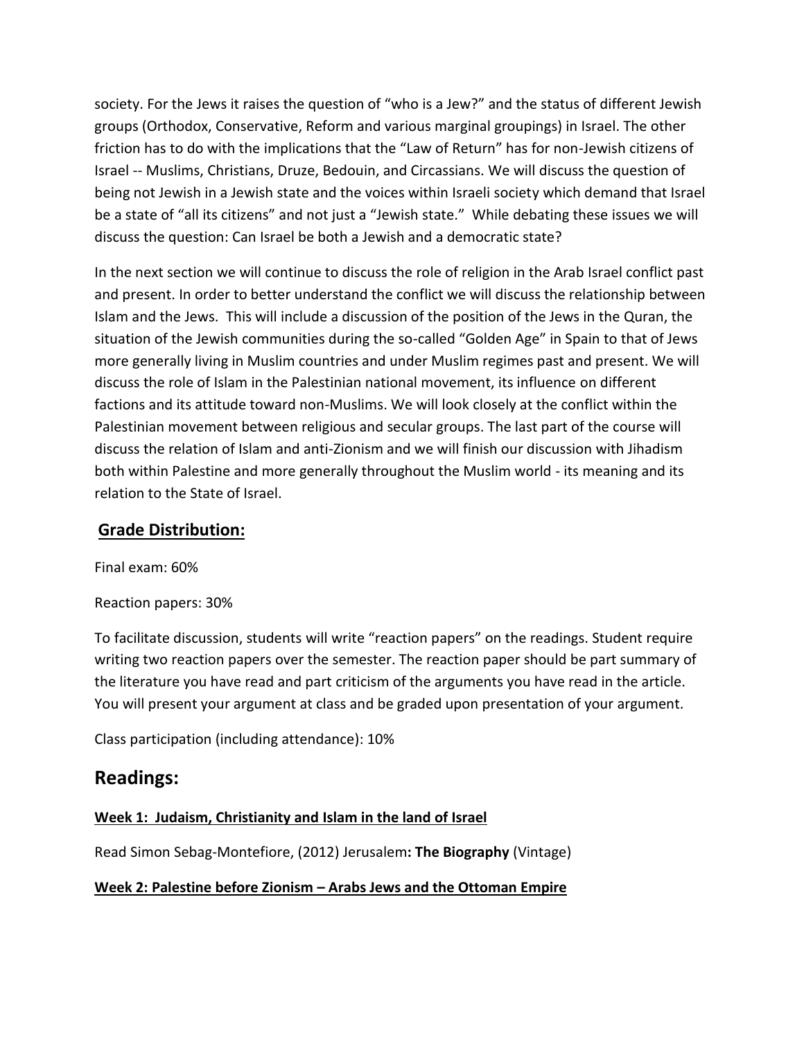society. For the Jews it raises the question of "who is a Jew?" and the status of different Jewish groups (Orthodox, Conservative, Reform and various marginal groupings) in Israel. The other friction has to do with the implications that the "Law of Return" has for non-Jewish citizens of Israel -- Muslims, Christians, Druze, Bedouin, and Circassians. We will discuss the question of being not Jewish in a Jewish state and the voices within Israeli society which demand that Israel be a state of "all its citizens" and not just a "Jewish state." While debating these issues we will discuss the question: Can Israel be both a Jewish and a democratic state?

In the next section we will continue to discuss the role of religion in the Arab Israel conflict past and present. In order to better understand the conflict we will discuss the relationship between Islam and the Jews. This will include a discussion of the position of the Jews in the Quran, the situation of the Jewish communities during the so-called "Golden Age" in Spain to that of Jews more generally living in Muslim countries and under Muslim regimes past and present. We will discuss the role of Islam in the Palestinian national movement, its influence on different factions and its attitude toward non-Muslims. We will look closely at the conflict within the Palestinian movement between religious and secular groups. The last part of the course will discuss the relation of Islam and anti-Zionism and we will finish our discussion with Jihadism both within Palestine and more generally throughout the Muslim world - its meaning and its relation to the State of Israel.

### **Grade Distribution:**

Final exam: 60%

Reaction papers: 30%

To facilitate discussion, students will write "reaction papers" on the readings. Student require writing two reaction papers over the semester. The reaction paper should be part summary of the literature you have read and part criticism of the arguments you have read in the article. You will present your argument at class and be graded upon presentation of your argument.

Class participation (including attendance): 10%

## Readings:

**Week 1: Judaism, Christianity and Islam in the land of Israel**

Read Simon Sebag-Montefiore, (2012) Jerusalem**: The Biography** (Vintage)

**Week 2: Palestine before Zionism – Arabs Jews and the Ottoman Empire**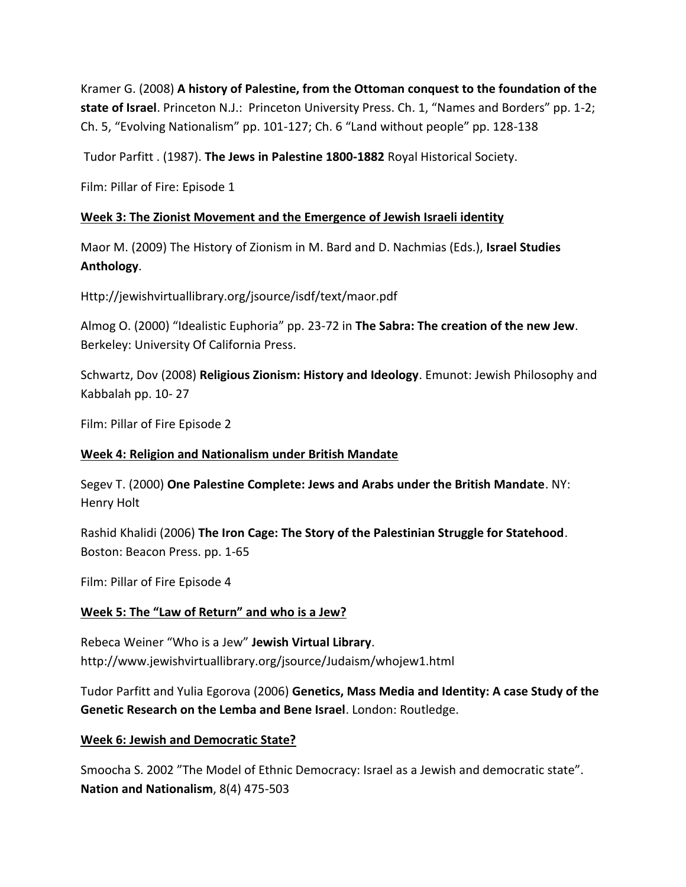Kramer G. (2008) **A history of Palestine, from the Ottoman conquest to the foundation of the state of Israel**. Princeton N.J.: Princeton University Press. Ch. 1, "Names and Borders" pp. 1-2; Ch. 5, "Evolving Nationalism" pp. 101-127; Ch. 6 "Land without people" pp. 128-138

Tudor Parfitt . (1987). **The Jews in Palestine 1800-1882** Royal Historical Society.

Film: Pillar of Fire: Episode 1

**Week 3: The Zionist Movement and the Emergence of Jewish Israeli identity**

Maor M. (2009) The History of Zionism in M. Bard and D. Nachmias (Eds.), **Israel Studies Anthology**.

Http://jewishvirtuallibrary.org/jsource/isdf/text/maor.pdf

Almog O. (2000) "Idealistic Euphoria" pp. 23-72 in **The Sabra: The creation of the new Jew**. Berkeley: University Of California Press.

Schwartz, Dov (2008) **Religious Zionism: History and Ideology**. Emunot: Jewish Philosophy and Kabbalah pp. 10- 27

Film: Pillar of Fire Episode 2

**Week 4: Religion and Nationalism under British Mandate**

Segev T. (2000) **One Palestine Complete: Jews and Arabs under the British Mandate**. NY: Henry Holt

Rashid Khalidi (2006) **The Iron Cage: The Story of the Palestinian Struggle for Statehood**. Boston: Beacon Press. pp. 1-65

Film: Pillar of Fire Episode 4

**Week 5: The "Law of Return" and who is a Jew?**

Rebeca Weiner "Who is a Jew" **Jewish Virtual Library**. http://www.jewishvirtuallibrary.org/jsource/Judaism/whojew1.html

Tudor Parfitt and Yulia Egorova (2006) **Genetics, Mass Media and Identity: A case Study of the Genetic Research on the Lemba and Bene Israel**. London: Routledge.

**Week 6: Jewish and Democratic State?**

Smoocha S. 2002 "The Model of Ethnic Democracy: Israel as a Jewish and democratic state". **Nation and Nationalism**, 8(4) 475-503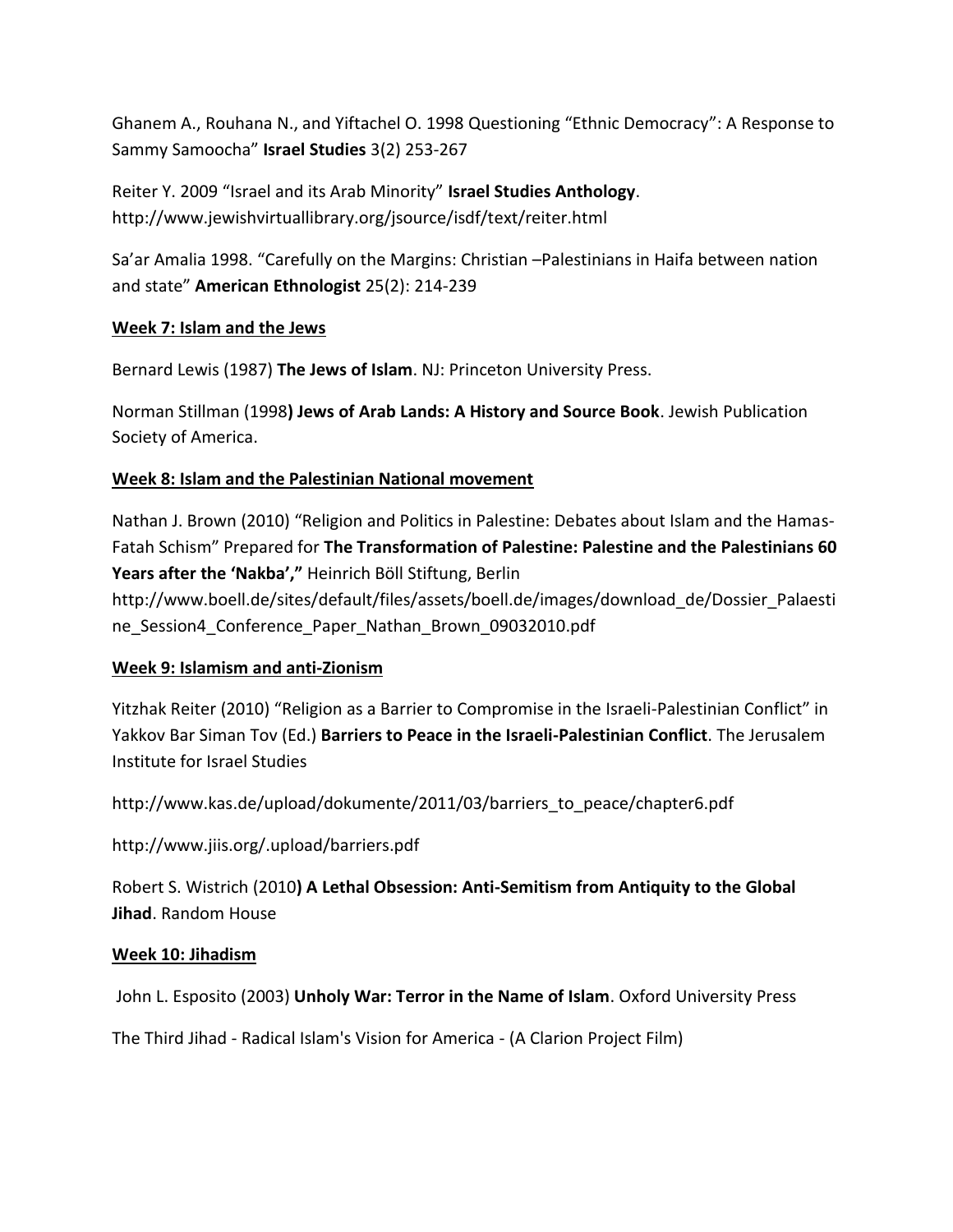Ghanem A., Rouhana N., and Yiftachel O. 1998 Questioning "Ethnic Democracy": A Response to Sammy Samoocha" **Israel Studies** 3(2) 253-267

Reiter Y. 2009 "Israel and its Arab Minority" **Israel Studies Anthology**. http://www.jewishvirtuallibrary.org/jsource/isdf/text/reiter.html

Sa'ar Amalia 1998. "Carefully on the Margins: Christian –Palestinians in Haifa between nation and state" **American Ethnologist** 25(2): 214-239

**Week 7: Islam and the Jews**

Bernard Lewis (1987) **The Jews of Islam**. NJ: Princeton University Press.

Norman Stillman (1998**) Jews of Arab Lands: A History and Source Book**. Jewish Publication Society of America.

**Week 8: Islam and the Palestinian National movement**

Nathan J. Brown (2010) "Religion and Politics in Palestine: Debates about Islam and the Hamas-Fatah Schism" Prepared for **The Transformation of Palestine: Palestine and the Palestinians 60 Years after the 'Nakba',"** Heinrich Böll Stiftung, Berlin http://www.boell.de/sites/default/files/assets/boell.de/images/download_de/Dossier_Palaestine_Session4_Conference_Paper_Nathan_Brown_09032010.pdf

**Week 9: Islamism and anti-Zionism**

Yitzhak Reiter (2010) "Religion as a Barrier to Compromise in the Israeli-Palestinian Conflict" in Yakkov Bar Siman Tov (Ed.) **Barriers to Peace in the Israeli-Palestinian Conflict**. The Jerusalem Institute for Israel Studies

http://www.kas.de/upload/dokumente/2011/03/barriers_to_peace/chapter6.pdf

http://www.jiis.org/.upload/barriers.pdf

Robert S. Wistrich (2010**) A Lethal Obsession: Anti-Semitism from Antiquity to the Global Jihad**. Random House

**Week 10: Jihadism**

John L. Esposito (2003) **Unholy War: Terror in the Name of Islam**. Oxford University Press

The Third Jihad - Radical Islam's Vision for America - (A Clarion Project Film)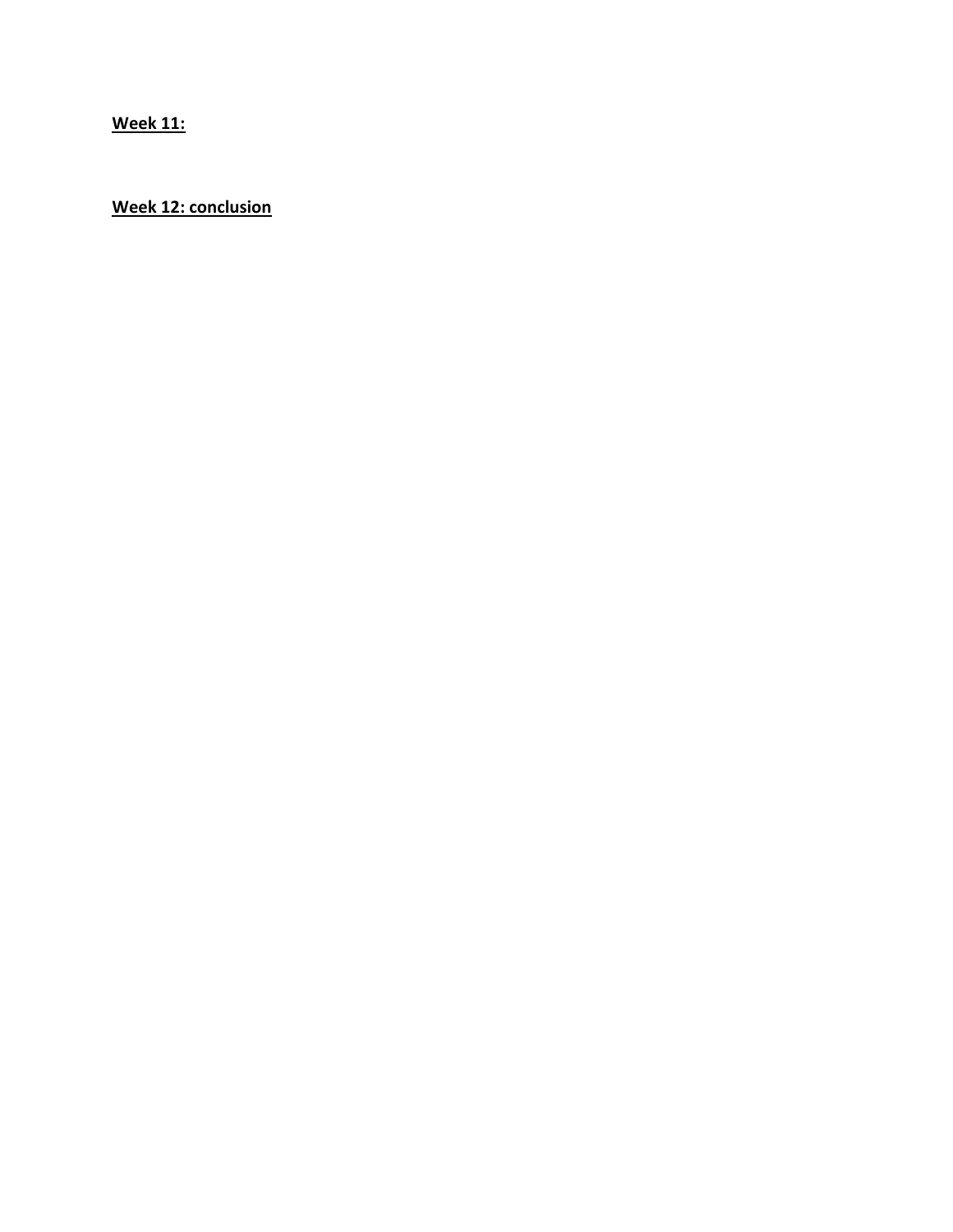**Week 11:**

**Week 12: conclusion**